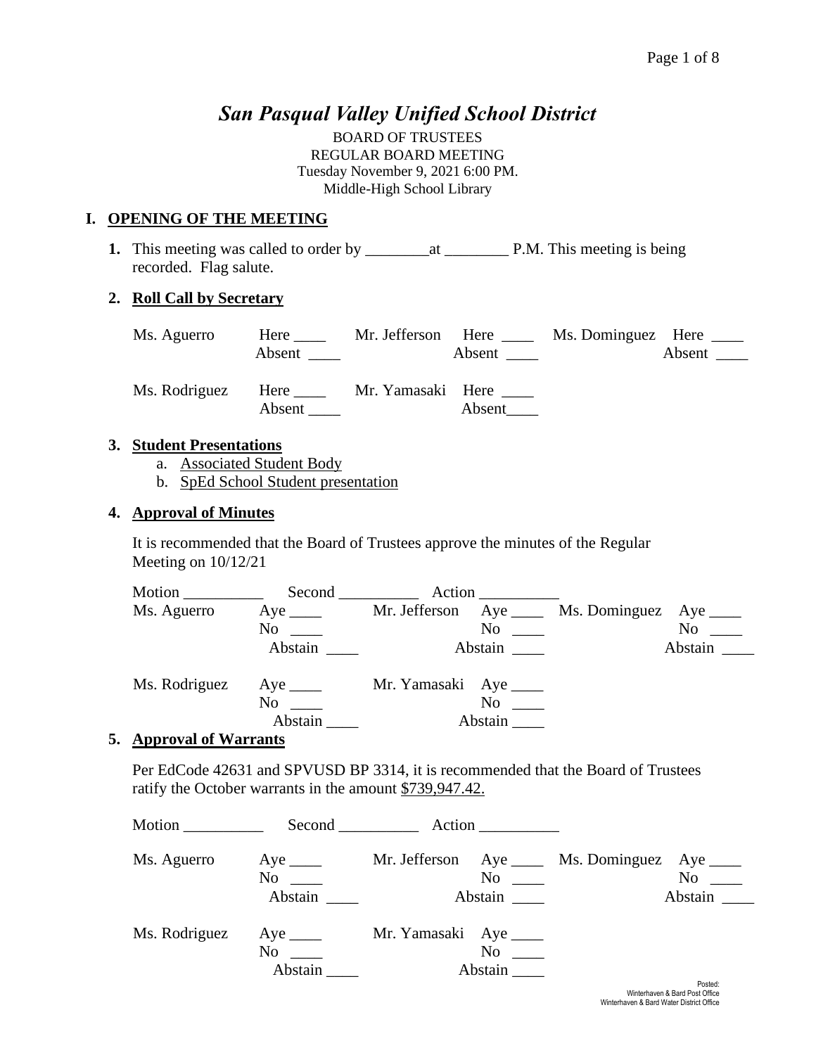# *San Pasqual Valley Unified School District*

BOARD OF TRUSTEES
REGULAR BOARD MEETING
Tuesday November 9, 2021 6:00 PM.
Middle-High School Library

## I. OPENING OF THE MEETING

**1.** This meeting was called to order by ________at ________ P.M. This meeting is being recorded. Flag salute.

**2. Roll Call by Secretary**

| | | | | | |
|---|---|---|---|---|---|
| Ms. Aguerro | Here ____ Absent ____ | Mr. Jefferson | Here ____ Absent ____ | Ms. Dominguez | Here ____ Absent ____ |
| Ms. Rodriguez | Here ____ Absent ____ | Mr. Yamasaki | Here ____ Absent____ | | |

**3. Student Presentations**

a. Associated Student Body
b. SpEd School Student presentation

**4. Approval of Minutes**

It is recommended that the Board of Trustees approve the minutes of the Regular Meeting on 10/12/21

Motion __________ Second __________ Action __________

| | | | | | |
|---|---|---|---|---|---|
| Ms. Aguerro | Aye ____ No ____ Abstain ____ | Mr. Jefferson | Aye ____ No ____ Abstain ____ | Ms. Dominguez | Aye ____ No ____ Abstain ____ |
| Ms. Rodriguez | Aye ____ No ____ Abstain ____ | Mr. Yamasaki | Aye ____ No ____ Abstain ____ | | |

**5. Approval of Warrants**

Per EdCode 42631 and SPVUSD BP 3314, it is recommended that the Board of Trustees ratify the October warrants in the amount $739,947.42.

Motion __________ Second __________ Action __________

| | | | | | |
|---|---|---|---|---|---|
| Ms. Aguerro | Aye ____ No ____ Abstain ____ | Mr. Jefferson | Aye ____ No ____ Abstain ____ | Ms. Dominguez | Aye ____ No ____ Abstain ____ |
| Ms. Rodriguez | Aye ____ No ____ Abstain ____ | Mr. Yamasaki | Aye ____ No ____ Abstain ____ | | |

Posted:
Winterhaven & Bard Post Office
Winterhaven & Bard Water District Office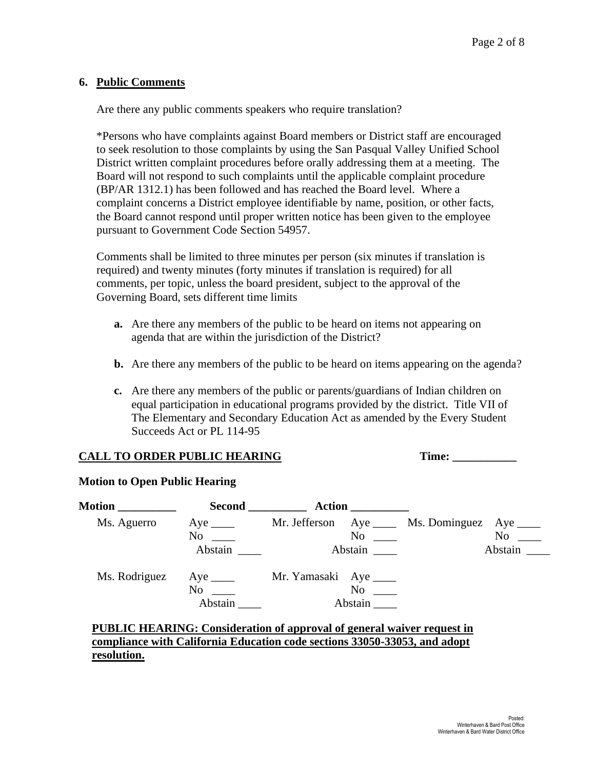## 6. Public Comments

Are there any public comments speakers who require translation?

*Persons who have complaints against Board members or District staff are encouraged to seek resolution to those complaints by using the San Pasqual Valley Unified School District written complaint procedures before orally addressing them at a meeting. The Board will not respond to such complaints until the applicable complaint procedure (BP/AR 1312.1) has been followed and has reached the Board level. Where a complaint concerns a District employee identifiable by name, position, or other facts, the Board cannot respond until proper written notice has been given to the employee pursuant to Government Code Section 54957.

Comments shall be limited to three minutes per person (six minutes if translation is required) and twenty minutes (forty minutes if translation is required) for all comments, per topic, unless the board president, subject to the approval of the Governing Board, sets different time limits

- **a.** Are there any members of the public to be heard on items not appearing on agenda that are within the jurisdiction of the District?
- **b.** Are there any members of the public to be heard on items appearing on the agenda?
- **c.** Are there any members of the public or parents/guardians of Indian children on equal participation in educational programs provided by the district. Title VII of The Elementary and Secondary Education Act as amended by the Every Student Succeeds Act or PL 114-95

**CALL TO ORDER PUBLIC HEARING** **Time: ___________**

**Motion to Open Public Hearing**

**Motion __________** **Second __________** **Action __________**

| | | | | | |
|---|---|---|---|---|---|
| Ms. Aguerro | Aye ____ No ____ Abstain ____ | Mr. Jefferson | Aye ____ No ____ Abstain ____ | Ms. Dominguez | Aye ____ No ____ Abstain ____ |
| Ms. Rodriguez | Aye ____ No ____ Abstain ____ | Mr. Yamasaki | Aye ____ No ____ Abstain ____ | | |

**PUBLIC HEARING: Consideration of approval of general waiver request in compliance with California Education code sections 33050-33053, and adopt resolution.**

Posted:
Winterhaven & Bard Post Office
Winterhaven & Bard Water District Office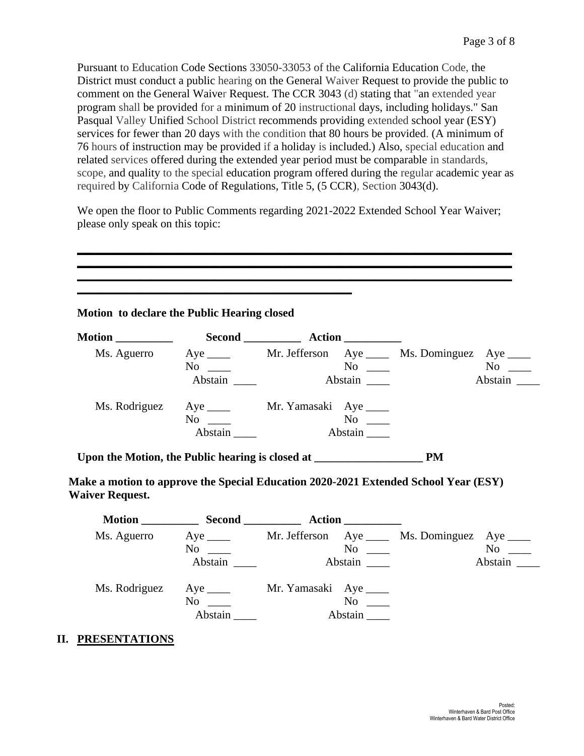Pursuant to Education Code Sections 33050-33053 of the California Education Code, the District must conduct a public hearing on the General Waiver Request to provide the public to comment on the General Waiver Request. The CCR 3043 (d) stating that "an extended year program shall be provided for a minimum of 20 instructional days, including holidays." San Pasqual Valley Unified School District recommends providing extended school year (ESY) services for fewer than 20 days with the condition that 80 hours be provided. (A minimum of 76 hours of instruction may be provided if a holiday is included.) Also, special education and related services offered during the extended year period must be comparable in standards, scope, and quality to the special education program offered during the regular academic year as required by California Code of Regulations, Title 5, (5 CCR), Section 3043(d).

We open the floor to Public Comments regarding 2021-2022 Extended School Year Waiver; please only speak on this topic:

______________________________________________________________________
______________________________________________________________________
______________________________________________________________________
__________________________________________

**Motion to declare the Public Hearing closed**

**Motion __________ Second __________ Action __________**

| | | | | | |
|---|---|---|---|---|---|
| Ms. Aguerro | Aye ____<br>No ____<br>Abstain ____ | Mr. Jefferson | Aye ____<br>No ____<br>Abstain ____ | Ms. Dominguez | Aye ____<br>No ____<br>Abstain ____ |
| Ms. Rodriguez | Aye ____<br>No ____<br>Abstain ____ | Mr. Yamasaki | Aye ____<br>No ____<br>Abstain ____ | | |

**Upon the Motion, the Public hearing is closed at ___________________ PM**

**Make a motion to approve the Special Education 2020-2021 Extended School Year (ESY) Waiver Request.**

**Motion __________ Second __________ Action __________**

| | | | | | |
|---|---|---|---|---|---|
| Ms. Aguerro | Aye ____<br>No ____<br>Abstain ____ | Mr. Jefferson | Aye ____<br>No ____<br>Abstain ____ | Ms. Dominguez | Aye ____<br>No ____<br>Abstain ____ |
| Ms. Rodriguez | Aye ____<br>No ____<br>Abstain ____ | Mr. Yamasaki | Aye ____<br>No ____<br>Abstain ____ | | |

## II. PRESENTATIONS

Posted:
Winterhaven & Bard Post Office
Winterhaven & Bard Water District Office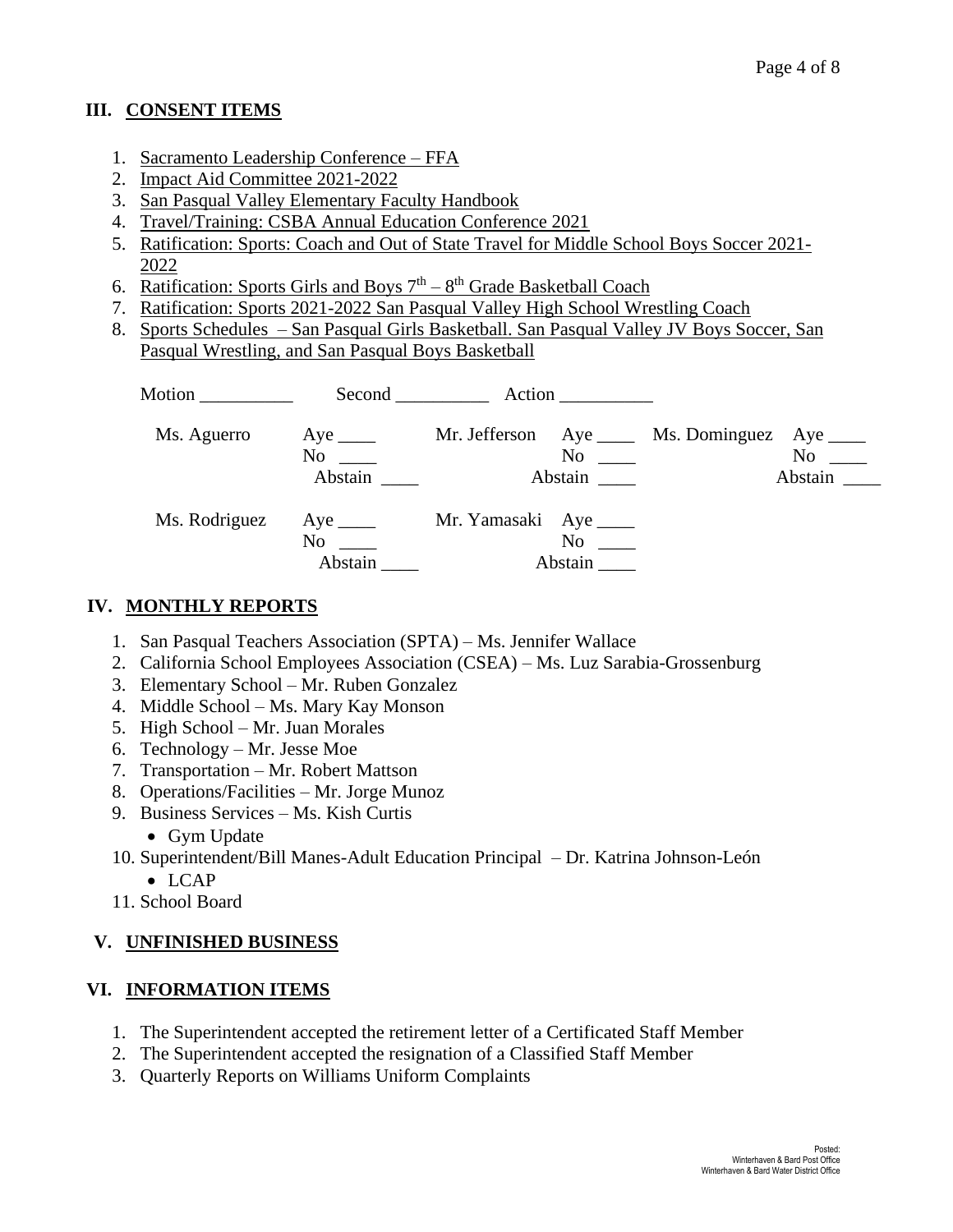## III. CONSENT ITEMS

1. Sacramento Leadership Conference – FFA
2. Impact Aid Committee 2021-2022
3. San Pasqual Valley Elementary Faculty Handbook
4. Travel/Training: CSBA Annual Education Conference 2021
5. Ratification: Sports: Coach and Out of State Travel for Middle School Boys Soccer 2021-2022
6. Ratification: Sports Girls and Boys 7th – 8th Grade Basketball Coach
7. Ratification: Sports 2021-2022 San Pasqual Valley High School Wrestling Coach
8. Sports Schedules – San Pasqual Girls Basketball. San Pasqual Valley JV Boys Soccer, San Pasqual Wrestling, and San Pasqual Boys Basketball

Motion __________ Second __________ Action __________

| | | | | | |
|---|---|---|---|---|---|
| Ms. Aguerro | Aye ____ No ____ Abstain ____ | Mr. Jefferson | Aye ____ No ____ Abstain ____ | Ms. Dominguez | Aye ____ No ____ Abstain ____ |
| Ms. Rodriguez | Aye ____ No ____ Abstain ____ | Mr. Yamasaki | Aye ____ No ____ Abstain ____ | | |

## IV. MONTHLY REPORTS

1. San Pasqual Teachers Association (SPTA) – Ms. Jennifer Wallace
2. California School Employees Association (CSEA) – Ms. Luz Sarabia-Grossenburg
3. Elementary School – Mr. Ruben Gonzalez
4. Middle School – Ms. Mary Kay Monson
5. High School – Mr. Juan Morales
6. Technology – Mr. Jesse Moe
7. Transportation – Mr. Robert Mattson
8. Operations/Facilities – Mr. Jorge Munoz
9. Business Services – Ms. Kish Curtis
   - Gym Update
10. Superintendent/Bill Manes-Adult Education Principal – Dr. Katrina Johnson-León
    - LCAP
11. School Board

## V. UNFINISHED BUSINESS

## VI. INFORMATION ITEMS

1. The Superintendent accepted the retirement letter of a Certificated Staff Member
2. The Superintendent accepted the resignation of a Classified Staff Member
3. Quarterly Reports on Williams Uniform Complaints

Posted:
Winterhaven & Bard Post Office
Winterhaven & Bard Water District Office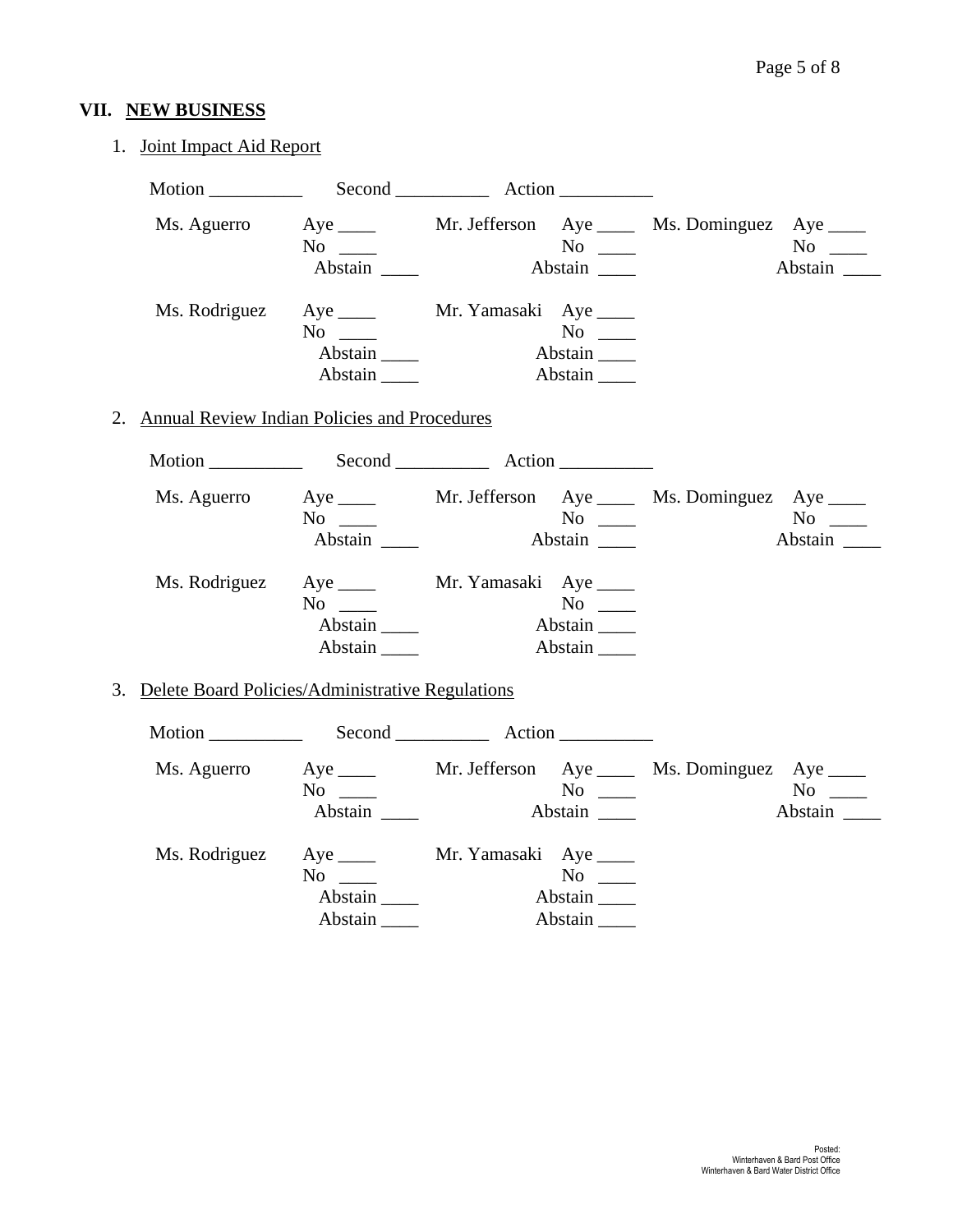## VII. NEW BUSINESS

1. Joint Impact Aid Report

Motion __________ Second __________ Action __________

| | | | | | |
|---|---|---|---|---|---|
| Ms. Aguerro | Aye ____<br>No ____<br>Abstain ____ | Mr. Jefferson | Aye ____<br>No ____<br>Abstain ____ | Ms. Dominguez | Aye ____<br>No ____<br>Abstain ____ |
| Ms. Rodriguez | Aye ____<br>No ____<br>Abstain ____<br>Abstain ____ | Mr. Yamasaki | Aye ____<br>No ____<br>Abstain ____<br>Abstain ____ | | |

2. Annual Review Indian Policies and Procedures

Motion __________ Second __________ Action __________

| | | | | | |
|---|---|---|---|---|---|
| Ms. Aguerro | Aye ____<br>No ____<br>Abstain ____ | Mr. Jefferson | Aye ____<br>No ____<br>Abstain ____ | Ms. Dominguez | Aye ____<br>No ____<br>Abstain ____ |
| Ms. Rodriguez | Aye ____<br>No ____<br>Abstain ____<br>Abstain ____ | Mr. Yamasaki | Aye ____<br>No ____<br>Abstain ____<br>Abstain ____ | | |

3. Delete Board Policies/Administrative Regulations

Motion __________ Second __________ Action __________

| | | | | | |
|---|---|---|---|---|---|
| Ms. Aguerro | Aye ____<br>No ____<br>Abstain ____ | Mr. Jefferson | Aye ____<br>No ____<br>Abstain ____ | Ms. Dominguez | Aye ____<br>No ____<br>Abstain ____ |
| Ms. Rodriguez | Aye ____<br>No ____<br>Abstain ____<br>Abstain ____ | Mr. Yamasaki | Aye ____<br>No ____<br>Abstain ____<br>Abstain ____ | | |

Posted:
Winterhaven & Bard Post Office
Winterhaven & Bard Water District Office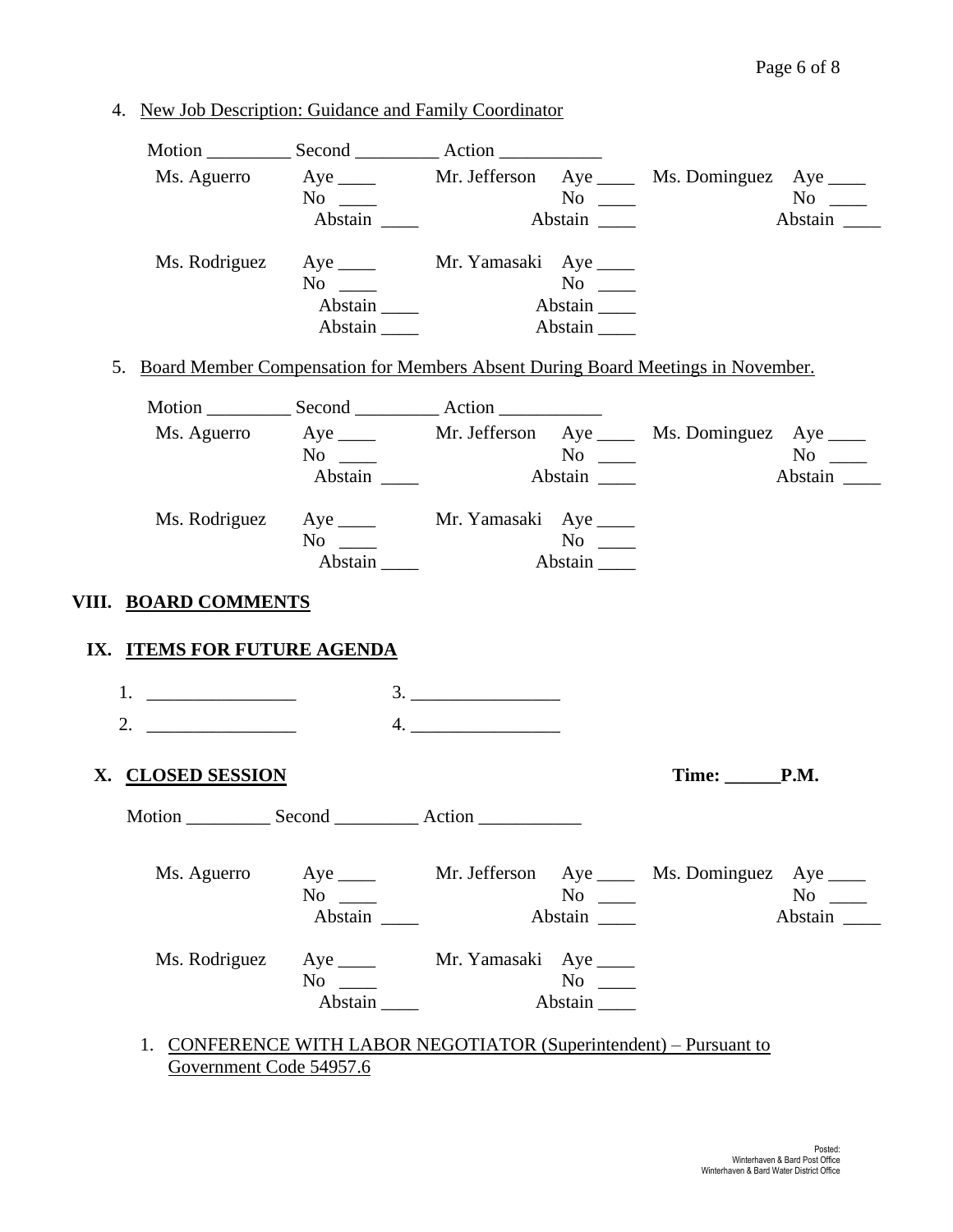4. New Job Description: Guidance and Family Coordinator

Motion _________ Second _________ Action ___________

| | | | | | |
|---|---|---|---|---|---|
| Ms. Aguerro | Aye ____<br>No ____<br>Abstain ____ | Mr. Jefferson | Aye ____<br>No ____<br>Abstain ____ | Ms. Dominguez | Aye ____<br>No ____<br>Abstain ____ |
| Ms. Rodriguez | Aye ____<br>No ____<br>Abstain ____<br>Abstain ____ | Mr. Yamasaki | Aye ____<br>No ____<br>Abstain ____<br>Abstain ____ | | |

5. Board Member Compensation for Members Absent During Board Meetings in November.

Motion _________ Second _________ Action ___________

| | | | | | |
|---|---|---|---|---|---|
| Ms. Aguerro | Aye ____<br>No ____<br>Abstain ____ | Mr. Jefferson | Aye ____<br>No ____<br>Abstain ____ | Ms. Dominguez | Aye ____<br>No ____<br>Abstain ____ |
| Ms. Rodriguez | Aye ____<br>No ____<br>Abstain ____ | Mr. Yamasaki | Aye ____<br>No ____<br>Abstain ____ | | |

## VIII. BOARD COMMENTS

## IX. ITEMS FOR FUTURE AGENDA

1. ________________ 3. ________________
2. ________________ 4. ________________

## X. CLOSED SESSION

**Time: ______P.M.**

Motion _________ Second _________ Action ___________

| | | | | | |
|---|---|---|---|---|---|
| Ms. Aguerro | Aye ____<br>No ____<br>Abstain ____ | Mr. Jefferson | Aye ____<br>No ____<br>Abstain ____ | Ms. Dominguez | Aye ____<br>No ____<br>Abstain ____ |
| Ms. Rodriguez | Aye ____<br>No ____<br>Abstain ____ | Mr. Yamasaki | Aye ____<br>No ____<br>Abstain ____ | | |

1. CONFERENCE WITH LABOR NEGOTIATOR (Superintendent) – Pursuant to Government Code 54957.6

Posted:
Winterhaven & Bard Post Office
Winterhaven & Bard Water District Office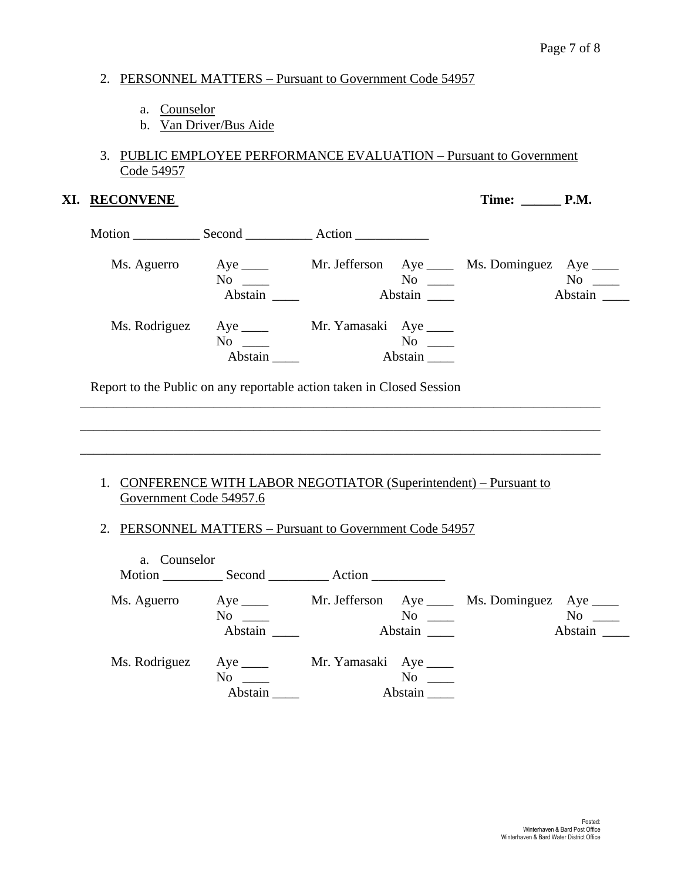2. PERSONNEL MATTERS – Pursuant to Government Code 54957

    a. Counselor
    b. Van Driver/Bus Aide

3. PUBLIC EMPLOYEE PERFORMANCE EVALUATION – Pursuant to Government Code 54957

## XI. RECONVENE

**Time: ______ P.M.**

Motion __________ Second __________ Action ___________

| | | | | | |
|---|---|---|---|---|---|
| Ms. Aguerro | Aye ____ No ____ Abstain ____ | Mr. Jefferson | Aye ____ No ____ Abstain ____ | Ms. Dominguez | Aye ____ No ____ Abstain ____ |
| Ms. Rodriguez | Aye ____ No ____ Abstain ____ | Mr. Yamasaki | Aye ____ No ____ Abstain ____ | | |

Report to the Public on any reportable action taken in Closed Session

______________________________________________________________________________

______________________________________________________________________________

______________________________________________________________________________

1. CONFERENCE WITH LABOR NEGOTIATOR (Superintendent) – Pursuant to Government Code 54957.6

2. PERSONNEL MATTERS – Pursuant to Government Code 54957

    a. Counselor

    Motion _________ Second _________ Action ___________

| | | | | | |
|---|---|---|---|---|---|
| Ms. Aguerro | Aye ____ No ____ Abstain ____ | Mr. Jefferson | Aye ____ No ____ Abstain ____ | Ms. Dominguez | Aye ____ No ____ Abstain ____ |
| Ms. Rodriguez | Aye ____ No ____ Abstain ____ | Mr. Yamasaki | Aye ____ No ____ Abstain ____ | | |

Posted:
Winterhaven & Bard Post Office
Winterhaven & Bard Water District Office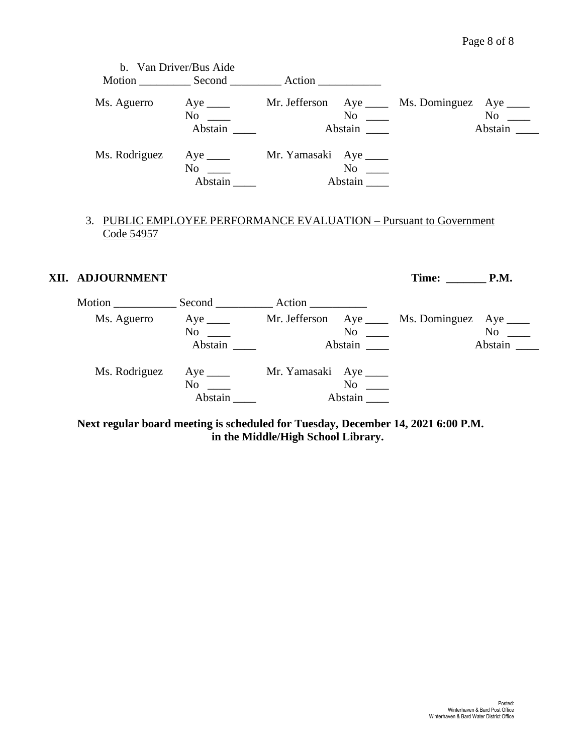b. Van Driver/Bus Aide

Motion _________ Second _________ Action ___________

| | | | | | |
|---|---|---|---|---|---|
| Ms. Aguerro | Aye ____<br>No ____<br>Abstain ____ | Mr. Jefferson | Aye ____<br>No ____<br>Abstain ____ | Ms. Dominguez | Aye ____<br>No ____<br>Abstain ____ |
| Ms. Rodriguez | Aye ____<br>No ____<br>Abstain ____ | Mr. Yamasaki | Aye ____<br>No ____<br>Abstain ____ | | |

3. <u>PUBLIC EMPLOYEE PERFORMANCE EVALUATION – Pursuant to Government Code 54957</u>

## XII. ADJOURNMENT

**Time: _______ P.M.**

Motion ___________ Second __________ Action __________

| | | | | | |
|---|---|---|---|---|---|
| Ms. Aguerro | Aye ____<br>No ____<br>Abstain ____ | Mr. Jefferson | Aye ____<br>No ____<br>Abstain ____ | Ms. Dominguez | Aye ____<br>No ____<br>Abstain ____ |
| Ms. Rodriguez | Aye ____<br>No ____<br>Abstain ____ | Mr. Yamasaki | Aye ____<br>No ____<br>Abstain ____ | | |

**Next regular board meeting is scheduled for Tuesday, December 14, 2021 6:00 P.M. in the Middle/High School Library.**

Posted:
Winterhaven & Bard Post Office
Winterhaven & Bard Water District Office